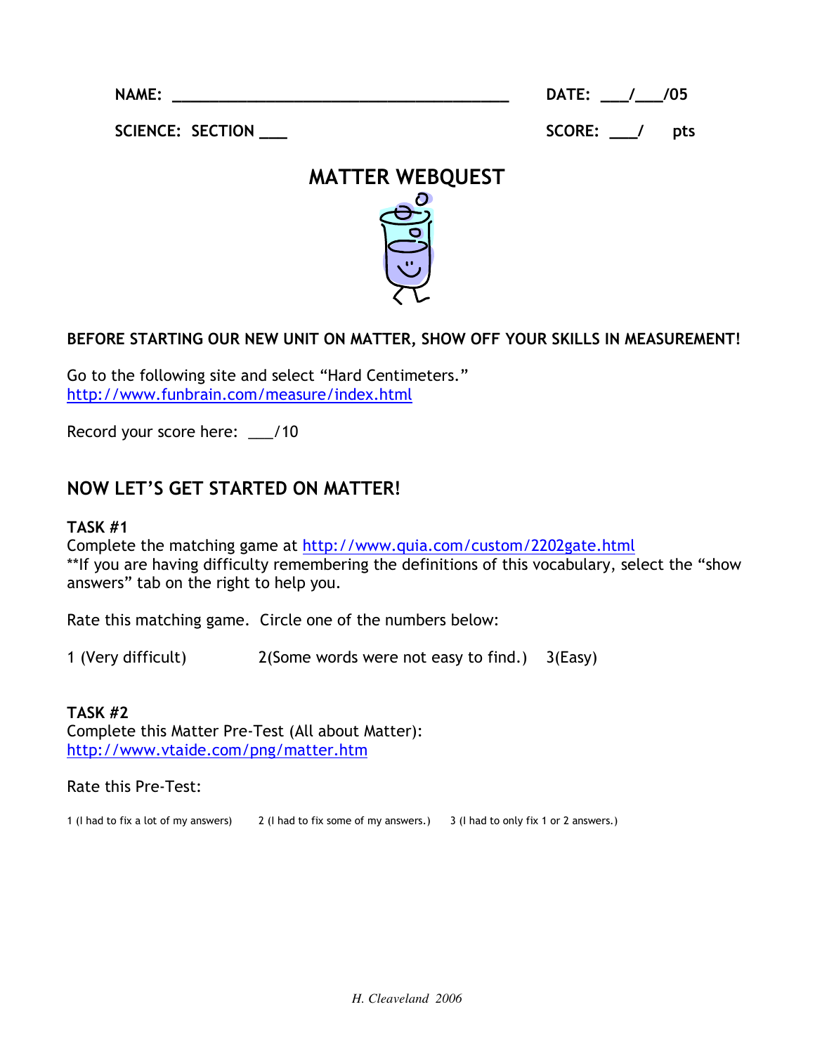NAME: _______________________________________ DATE: ___/___/05

SCIENCE: SECTION ___ SCORE: ___/ pts

# MATTER WEBQUEST

**BEFORE STARTING OUR NEW UNIT ON MATTER, SHOW OFF YOUR SKILLS IN MEASUREMENT!**

Go to the following site and select "Hard Centimeters."
http://www.funbrain.com/measure/index.html

Record your score here: ___/10

## NOW LET'S GET STARTED ON MATTER!

**TASK #1**
Complete the matching game at http://www.quia.com/custom/2202gate.html
**If you are having difficulty remembering the definitions of this vocabulary, select the "show answers" tab on the right to help you.

Rate this matching game. Circle one of the numbers below:

1 (Very difficult) 2(Some words were not easy to find.) 3(Easy)

**TASK #2**
Complete this Matter Pre-Test (All about Matter):
http://www.vtaide.com/png/matter.htm

Rate this Pre-Test:

1 (I had to fix a lot of my answers) 2 (I had to fix some of my answers.) 3 (I had to only fix 1 or 2 answers.)

*H. Cleaveland 2006*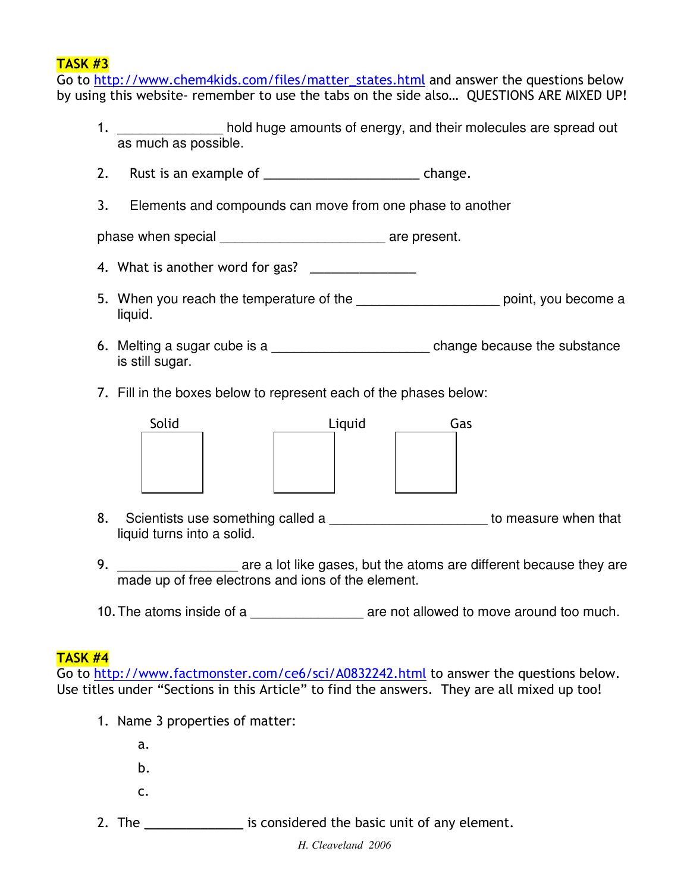**TASK #3**

Go to http://www.chem4kids.com/files/matter_states.html and answer the questions below by using this website- remember to use the tabs on the side also… QUESTIONS ARE MIXED UP!

1. ______________ hold huge amounts of energy, and their molecules are spread out as much as possible.

2. Rust is an example of ____________________ change.

3. Elements and compounds can move from one phase to another

phase when special ______________________ are present.

4. What is another word for gas? ______________

5. When you reach the temperature of the ___________________ point, you become a liquid.

6. Melting a sugar cube is a _____________________ change because the substance is still sugar.

7. Fill in the boxes below to represent each of the phases below:

| Solid | Liquid | Gas |
|---|---|---|
| | | |

8. Scientists use something called a _____________________ to measure when that liquid turns into a solid.

9. ________________ are a lot like gases, but the atoms are different because they are made up of free electrons and ions of the element.

10. The atoms inside of a _______________ are not allowed to move around too much.

**TASK #4**

Go to http://www.factmonster.com/ce6/sci/A0832242.html to answer the questions below. Use titles under "Sections in this Article" to find the answers. They are all mixed up too!

1. Name 3 properties of matter:
   a.
   b.
   c.

2. The _____________ is considered the basic unit of any element.

*H. Cleaveland 2006*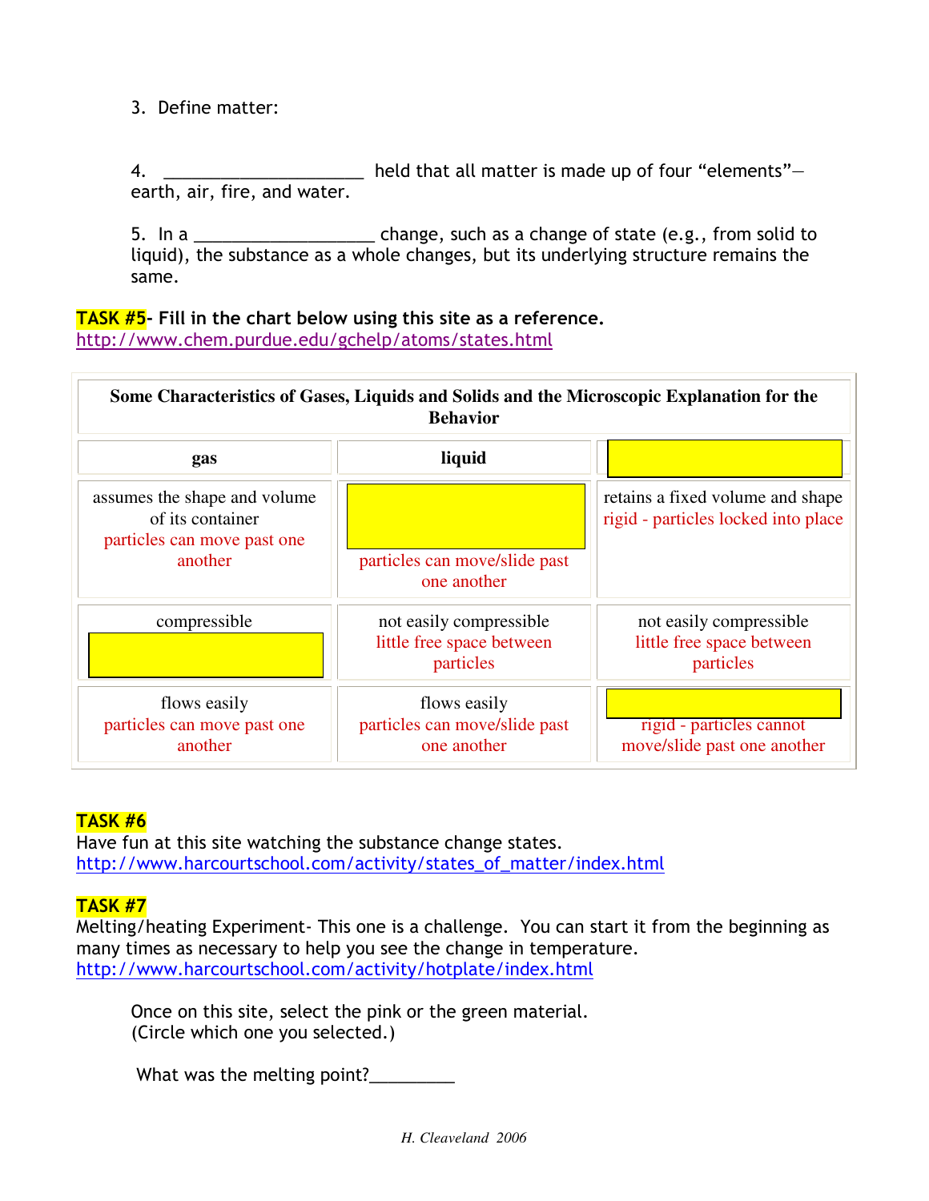3. Define matter:

4. ______________________ held that all matter is made up of four "elements"—earth, air, fire, and water.

5. In a ___________________ change, such as a change of state (e.g., from solid to liquid), the substance as a whole changes, but its underlying structure remains the same.

**TASK #5- Fill in the chart below using this site as a reference.**
http://www.chem.purdue.edu/gchelp/atoms/states.html

| **Some Characteristics of Gases, Liquids and Solids and the Microscopic Explanation for the Behavior** | | |
|---|---|---|
| **gas** | **liquid** | |
| assumes the shape and volume of its container particles can move past one another | particles can move/slide past one another | retains a fixed volume and shape rigid - particles locked into place |
| compressible | not easily compressible little free space between particles | not easily compressible little free space between particles |
| flows easily particles can move past one another | flows easily particles can move/slide past one another | rigid - particles cannot move/slide past one another |

**TASK #6**
Have fun at this site watching the substance change states.
http://www.harcourtschool.com/activity/states_of_matter/index.html

**TASK #7**
Melting/heating Experiment- This one is a challenge. You can start it from the beginning as many times as necessary to help you see the change in temperature.
http://www.harcourtschool.com/activity/hotplate/index.html

Once on this site, select the pink or the green material.
(Circle which one you selected.)

What was the melting point?_________

*H. Cleaveland 2006*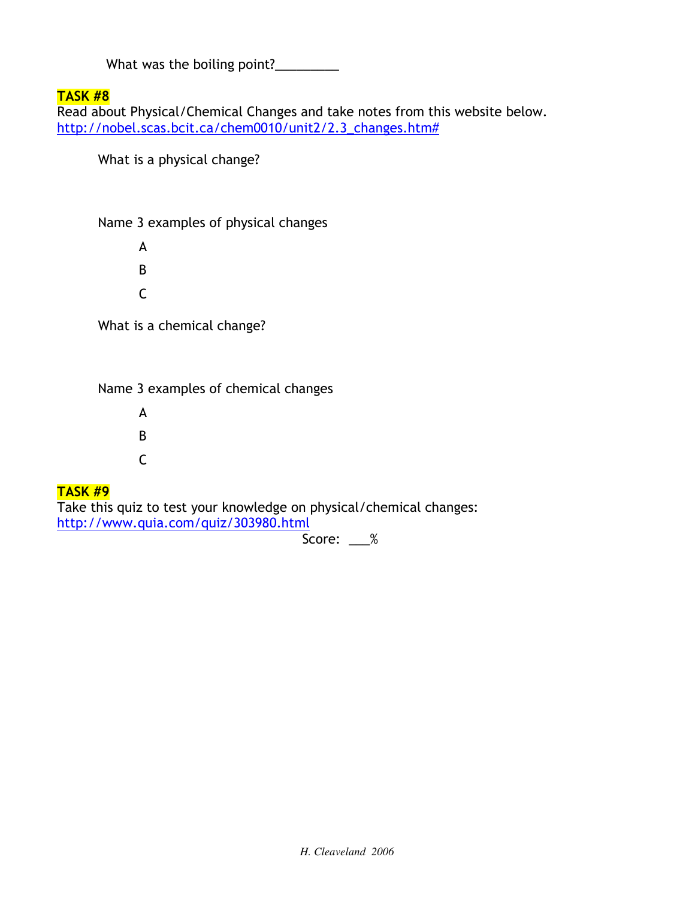What was the boiling point?_________

**TASK #8**

Read about Physical/Chemical Changes and take notes from this website below.
http://nobel.scas.bcit.ca/chem0010/unit2/2.3_changes.htm#

What is a physical change?

Name 3 examples of physical changes

A

B

C

What is a chemical change?

Name 3 examples of chemical changes

A

B

C

**TASK #9**

Take this quiz to test your knowledge on physical/chemical changes:
http://www.quia.com/quiz/303980.html

Score: ___%

*H. Cleaveland 2006*